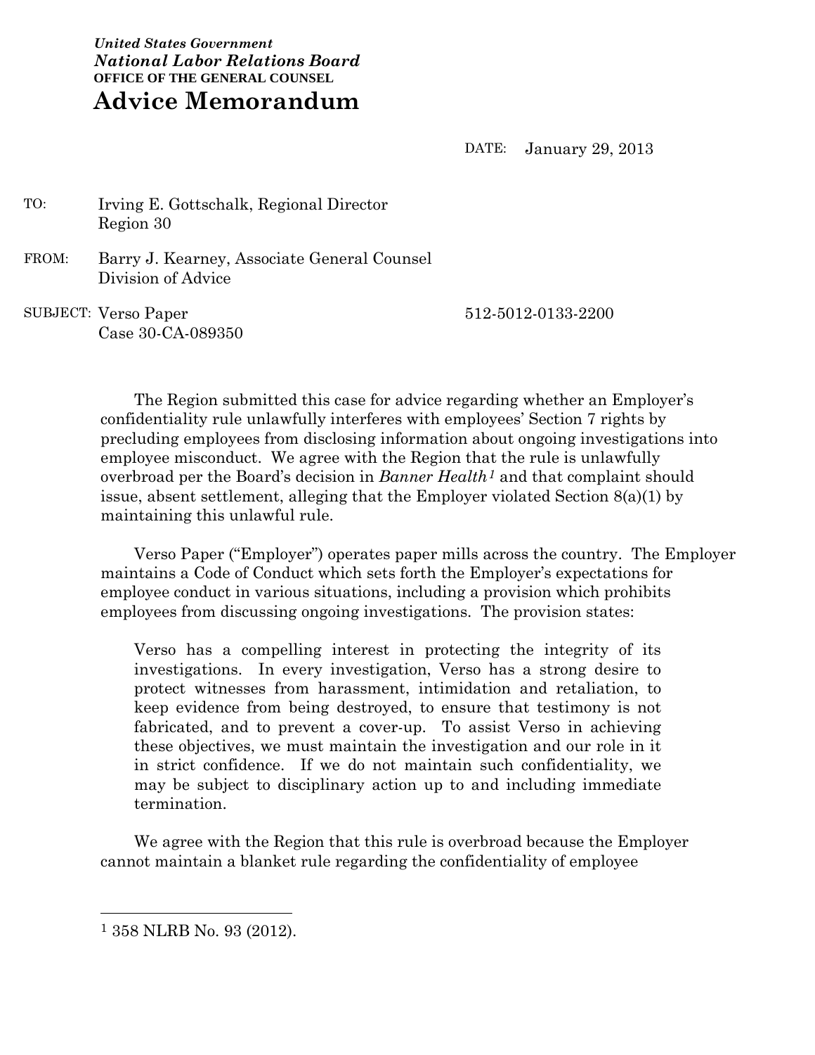*United States Government*
***National Labor Relations Board***
**OFFICE OF THE GENERAL COUNSEL**

# Advice Memorandum

DATE: January 29, 2013

TO: Irving E. Gottschalk, Regional Director
Region 30

FROM: Barry J. Kearney, Associate General Counsel
Division of Advice

SUBJECT: Verso Paper
Case 30-CA-089350

512-5012-0133-2200

The Region submitted this case for advice regarding whether an Employer's confidentiality rule unlawfully interferes with employees' Section 7 rights by precluding employees from disclosing information about ongoing investigations into employee misconduct. We agree with the Region that the rule is unlawfully overbroad per the Board's decision in *Banner Health*[1] and that complaint should issue, absent settlement, alleging that the Employer violated Section 8(a)(1) by maintaining this unlawful rule.

Verso Paper ("Employer") operates paper mills across the country. The Employer maintains a Code of Conduct which sets forth the Employer's expectations for employee conduct in various situations, including a provision which prohibits employees from discussing ongoing investigations. The provision states:

> Verso has a compelling interest in protecting the integrity of its investigations. In every investigation, Verso has a strong desire to protect witnesses from harassment, intimidation and retaliation, to keep evidence from being destroyed, to ensure that testimony is not fabricated, and to prevent a cover-up. To assist Verso in achieving these objectives, we must maintain the investigation and our role in it in strict confidence. If we do not maintain such confidentiality, we may be subject to disciplinary action up to and including immediate termination.

We agree with the Region that this rule is overbroad because the Employer cannot maintain a blanket rule regarding the confidentiality of employee

---

[1] 358 NLRB No. 93 (2012).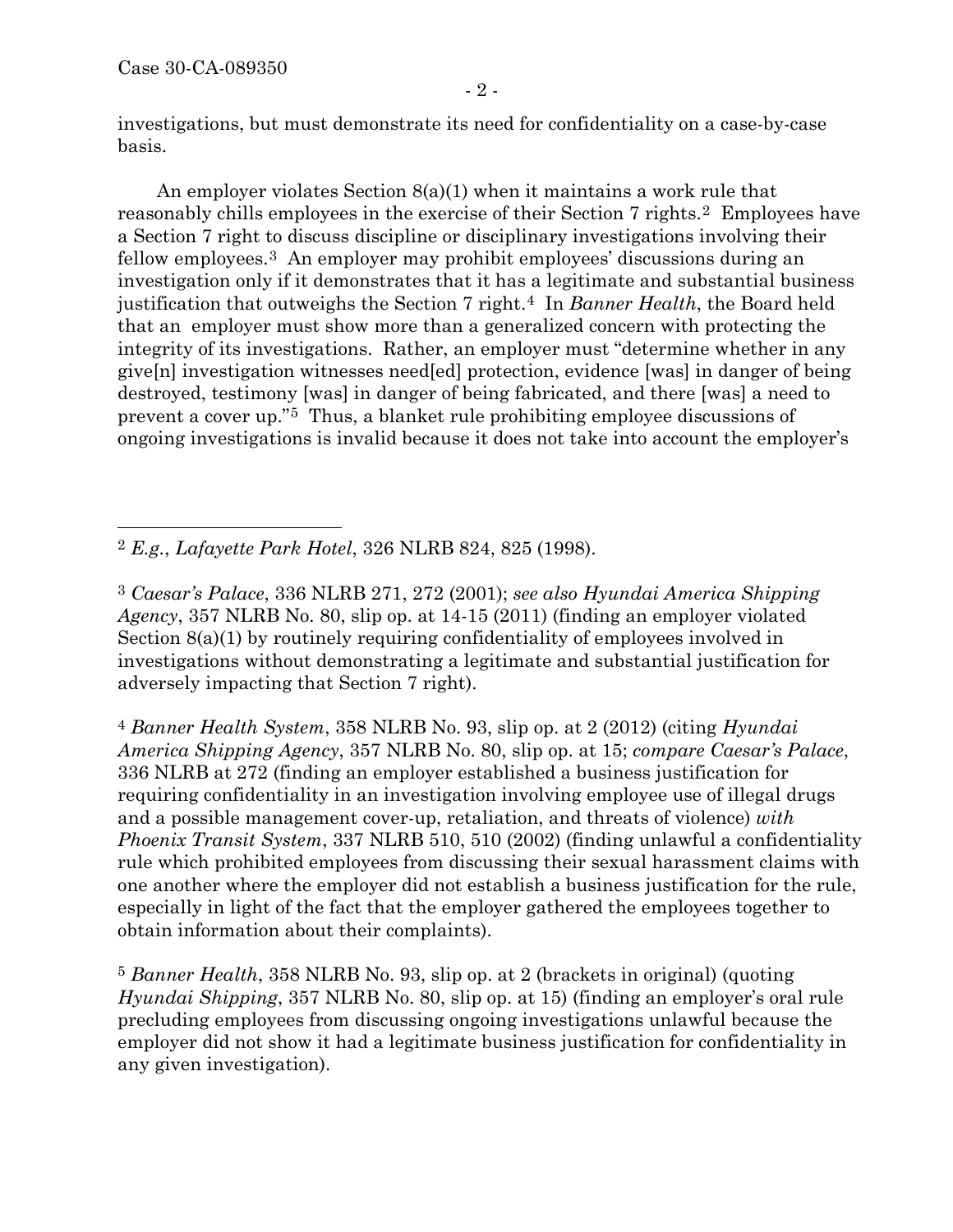investigations, but must demonstrate its need for confidentiality on a case-by-case basis.

An employer violates Section 8(a)(1) when it maintains a work rule that reasonably chills employees in the exercise of their Section 7 rights.[2] Employees have a Section 7 right to discuss discipline or disciplinary investigations involving their fellow employees.[3] An employer may prohibit employees' discussions during an investigation only if it demonstrates that it has a legitimate and substantial business justification that outweighs the Section 7 right.[4] In *Banner Health*, the Board held that an employer must show more than a generalized concern with protecting the integrity of its investigations. Rather, an employer must "determine whether in any give[n] investigation witnesses need[ed] protection, evidence [was] in danger of being destroyed, testimony [was] in danger of being fabricated, and there [was] a need to prevent a cover up."[5] Thus, a blanket rule prohibiting employee discussions of ongoing investigations is invalid because it does not take into account the employer's

---

[2] *E.g.*, *Lafayette Park Hotel*, 326 NLRB 824, 825 (1998).

[3] *Caesar's Palace*, 336 NLRB 271, 272 (2001); *see also Hyundai America Shipping Agency*, 357 NLRB No. 80, slip op. at 14-15 (2011) (finding an employer violated Section 8(a)(1) by routinely requiring confidentiality of employees involved in investigations without demonstrating a legitimate and substantial justification for adversely impacting that Section 7 right).

[4] *Banner Health System*, 358 NLRB No. 93, slip op. at 2 (2012) (citing *Hyundai America Shipping Agency*, 357 NLRB No. 80, slip op. at 15; *compare Caesar's Palace*, 336 NLRB at 272 (finding an employer established a business justification for requiring confidentiality in an investigation involving employee use of illegal drugs and a possible management cover-up, retaliation, and threats of violence) *with Phoenix Transit System*, 337 NLRB 510, 510 (2002) (finding unlawful a confidentiality rule which prohibited employees from discussing their sexual harassment claims with one another where the employer did not establish a business justification for the rule, especially in light of the fact that the employer gathered the employees together to obtain information about their complaints).

[5] *Banner Health*, 358 NLRB No. 93, slip op. at 2 (brackets in original) (quoting *Hyundai Shipping*, 357 NLRB No. 80, slip op. at 15) (finding an employer's oral rule precluding employees from discussing ongoing investigations unlawful because the employer did not show it had a legitimate business justification for confidentiality in any given investigation).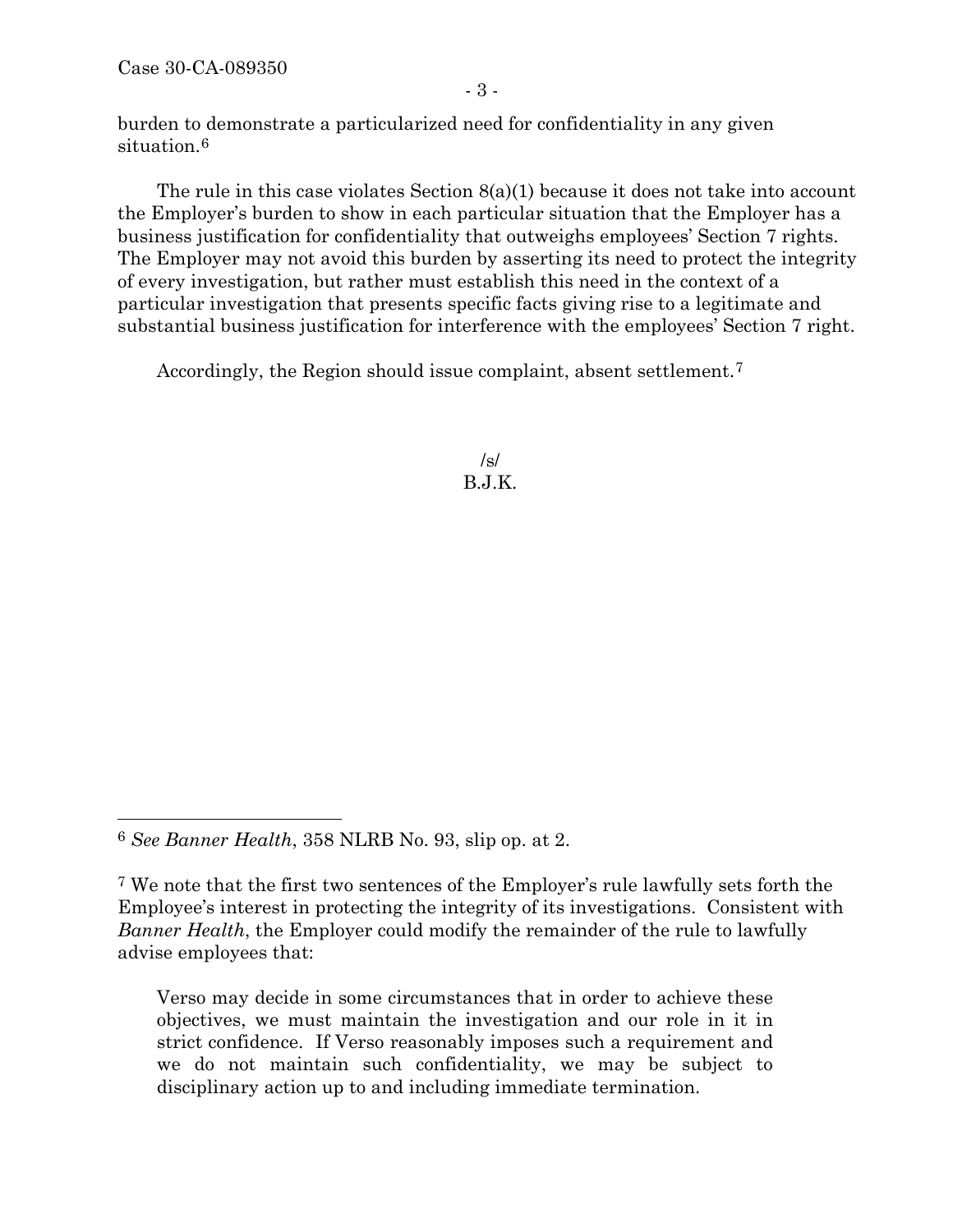burden to demonstrate a particularized need for confidentiality in any given situation.[6]

The rule in this case violates Section 8(a)(1) because it does not take into account the Employer's burden to show in each particular situation that the Employer has a business justification for confidentiality that outweighs employees' Section 7 rights. The Employer may not avoid this burden by asserting its need to protect the integrity of every investigation, but rather must establish this need in the context of a particular investigation that presents specific facts giving rise to a legitimate and substantial business justification for interference with the employees' Section 7 right.

Accordingly, the Region should issue complaint, absent settlement.[7]

/s/
B.J.K.

---

[6] *See Banner Health*, 358 NLRB No. 93, slip op. at 2.

[7] We note that the first two sentences of the Employer's rule lawfully sets forth the Employee's interest in protecting the integrity of its investigations. Consistent with *Banner Health*, the Employer could modify the remainder of the rule to lawfully advise employees that:

> Verso may decide in some circumstances that in order to achieve these objectives, we must maintain the investigation and our role in it in strict confidence. If Verso reasonably imposes such a requirement and we do not maintain such confidentiality, we may be subject to disciplinary action up to and including immediate termination.